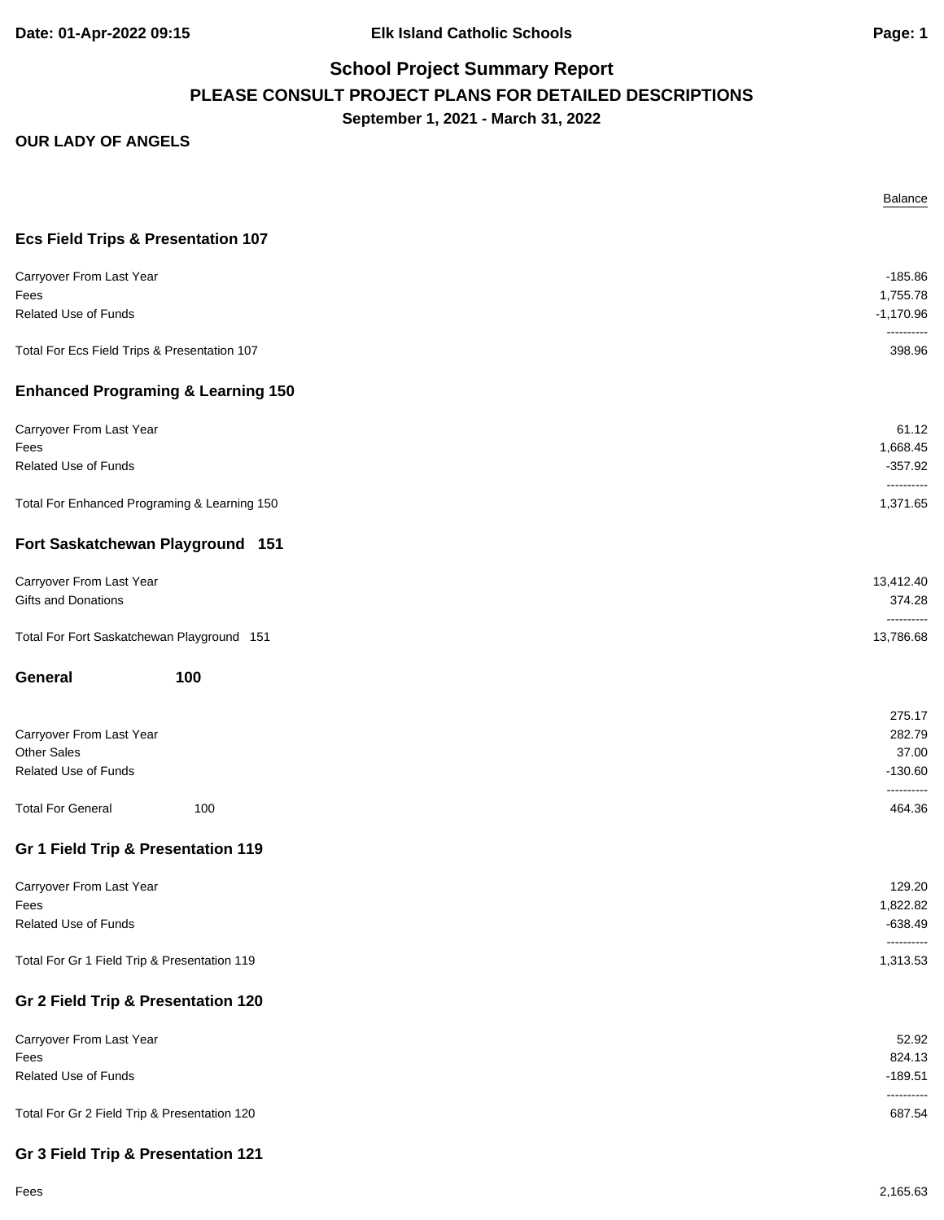# School Project Summary Report

## PLEASE CONSULT PROJECT PLANS FOR DETAILED DESCRIPTIONS

**September 1, 2021 - March 31, 2022**

**OUR LADY OF ANGELS**

| | Balance |
|---|---:|
| **Ecs Field Trips & Presentation 107** | |
| Carryover From Last Year | -185.86 |
| Fees | 1,755.78 |
| Related Use of Funds | -1,170.96 |
| | ---------- |
| Total For Ecs Field Trips & Presentation 107 | 398.96 |
| **Enhanced Programing & Learning 150** | |
| Carryover From Last Year | 61.12 |
| Fees | 1,668.45 |
| Related Use of Funds | -357.92 |
| | ---------- |
| Total For Enhanced Programing & Learning 150 | 1,371.65 |
| **Fort Saskatchewan Playground 151** | |
| Carryover From Last Year | 13,412.40 |
| Gifts and Donations | 374.28 |
| | ---------- |
| Total For Fort Saskatchewan Playground 151 | 13,786.68 |
| **General 100** | |
| | 275.17 |
| Carryover From Last Year | 282.79 |
| Other Sales | 37.00 |
| Related Use of Funds | -130.60 |
| | ---------- |
| Total For General 100 | 464.36 |
| **Gr 1 Field Trip & Presentation 119** | |
| Carryover From Last Year | 129.20 |
| Fees | 1,822.82 |
| Related Use of Funds | -638.49 |
| | ---------- |
| Total For Gr 1 Field Trip & Presentation 119 | 1,313.53 |
| **Gr 2 Field Trip & Presentation 120** | |
| Carryover From Last Year | 52.92 |
| Fees | 824.13 |
| Related Use of Funds | -189.51 |
| | ---------- |
| Total For Gr 2 Field Trip & Presentation 120 | 687.54 |
| **Gr 3 Field Trip & Presentation 121** | |
| Fees | 2,165.63 |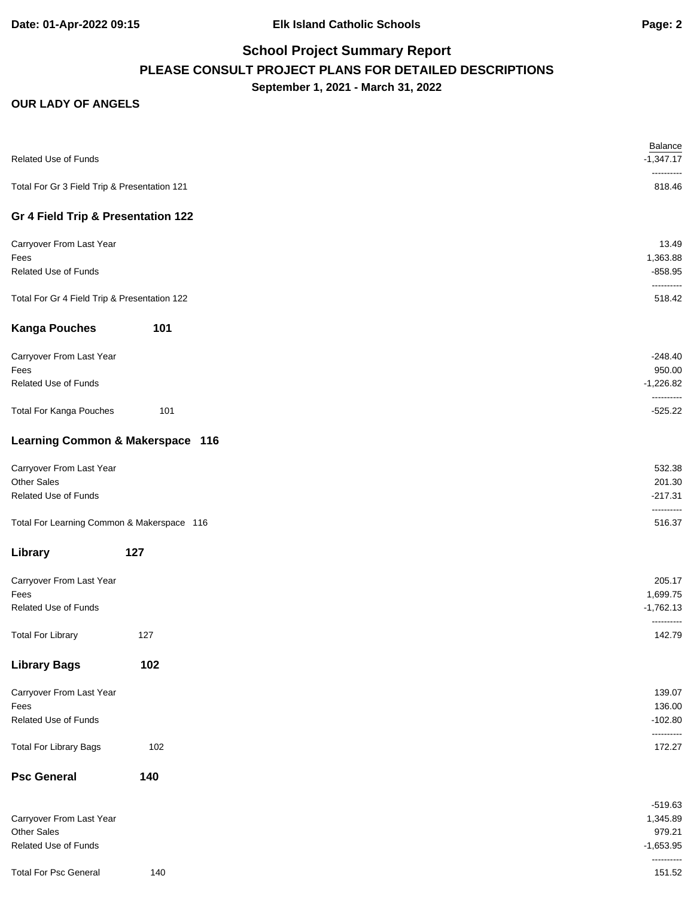# School Project Summary Report

## PLEASE CONSULT PROJECT PLANS FOR DETAILED DESCRIPTIONS

**September 1, 2021 - March 31, 2022**

**OUR LADY OF ANGELS**

| | Balance |
|---|---:|
| Related Use of Funds | -1,347.17 |
| | ---------- |
| Total For Gr 3 Field Trip & Presentation 121 | 818.46 |

### Gr 4 Field Trip & Presentation 122

| | |
|---|---:|
| Carryover From Last Year | 13.49 |
| Fees | 1,363.88 |
| Related Use of Funds | -858.95 |
| | ---------- |
| Total For Gr 4 Field Trip & Presentation 122 | 518.42 |

### Kanga Pouches 101

| | |
|---|---:|
| Carryover From Last Year | -248.40 |
| Fees | 950.00 |
| Related Use of Funds | -1,226.82 |
| | ---------- |
| Total For Kanga Pouches 101 | -525.22 |

### Learning Common & Makerspace 116

| | |
|---|---:|
| Carryover From Last Year | 532.38 |
| Other Sales | 201.30 |
| Related Use of Funds | -217.31 |
| | ---------- |
| Total For Learning Common & Makerspace 116 | 516.37 |

### Library 127

| | |
|---|---:|
| Carryover From Last Year | 205.17 |
| Fees | 1,699.75 |
| Related Use of Funds | -1,762.13 |
| | ---------- |
| Total For Library 127 | 142.79 |

### Library Bags 102

| | |
|---|---:|
| Carryover From Last Year | 139.07 |
| Fees | 136.00 |
| Related Use of Funds | -102.80 |
| | ---------- |
| Total For Library Bags 102 | 172.27 |

### Psc General 140

| | |
|---|---:|
| | -519.63 |
| Carryover From Last Year | 1,345.89 |
| Other Sales | 979.21 |
| Related Use of Funds | -1,653.95 |
| | ---------- |
| Total For Psc General 140 | 151.52 |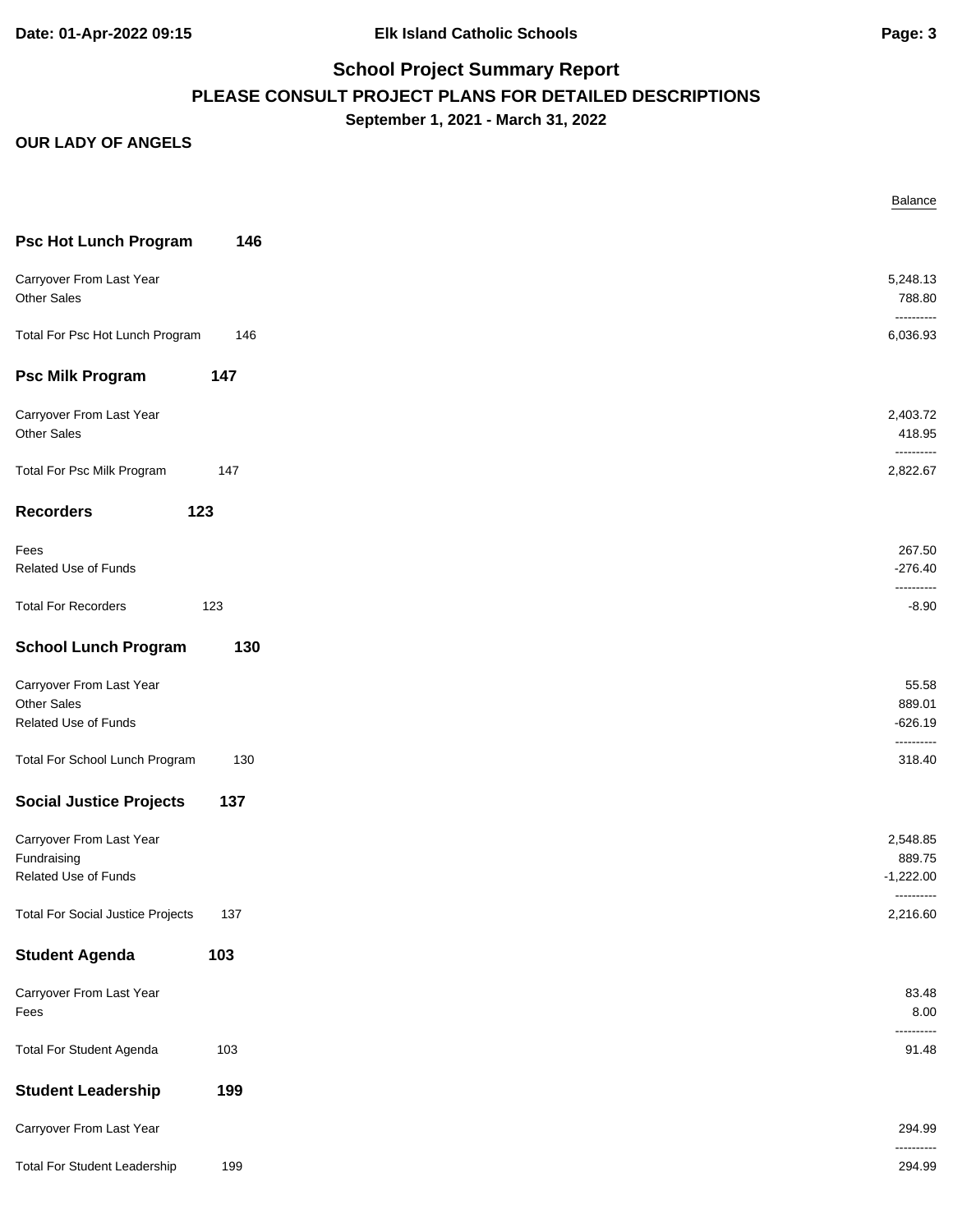**School Project Summary Report**

**PLEASE CONSULT PROJECT PLANS FOR DETAILED DESCRIPTIONS**

**September 1, 2021 - March 31, 2022**

**OUR LADY OF ANGELS**

| | | Balance |
|---|---|---|
| **Psc Hot Lunch Program** | **146** | |
| Carryover From Last Year | | 5,248.13 |
| Other Sales | | 788.80 |
| Total For Psc Hot Lunch Program | 146 | 6,036.93 |
| **Psc Milk Program** | **147** | |
| Carryover From Last Year | | 2,403.72 |
| Other Sales | | 418.95 |
| Total For Psc Milk Program | 147 | 2,822.67 |
| **Recorders** | **123** | |
| Fees | | 267.50 |
| Related Use of Funds | | -276.40 |
| Total For Recorders | 123 | -8.90 |
| **School Lunch Program** | **130** | |
| Carryover From Last Year | | 55.58 |
| Other Sales | | 889.01 |
| Related Use of Funds | | -626.19 |
| Total For School Lunch Program | 130 | 318.40 |
| **Social Justice Projects** | **137** | |
| Carryover From Last Year | | 2,548.85 |
| Fundraising | | 889.75 |
| Related Use of Funds | | -1,222.00 |
| Total For Social Justice Projects | 137 | 2,216.60 |
| **Student Agenda** | **103** | |
| Carryover From Last Year | | 83.48 |
| Fees | | 8.00 |
| Total For Student Agenda | 103 | 91.48 |
| **Student Leadership** | **199** | |
| Carryover From Last Year | | 294.99 |
| Total For Student Leadership | 199 | 294.99 |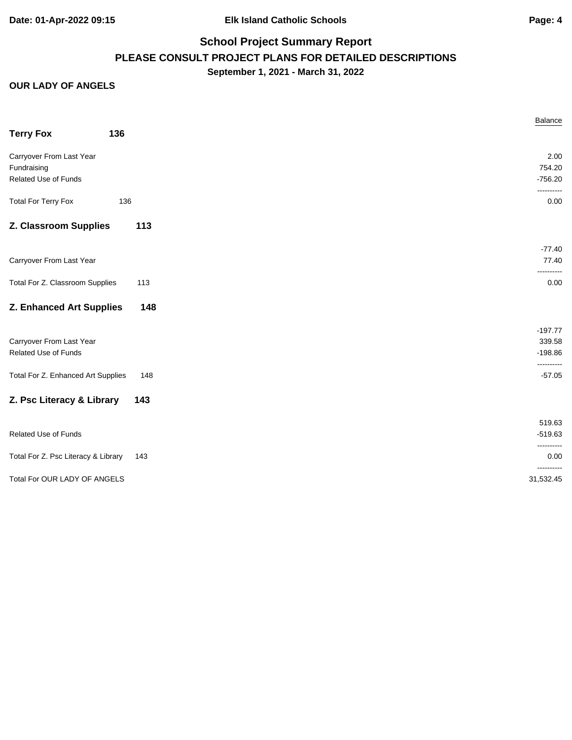## School Project Summary Report

### PLEASE CONSULT PROJECT PLANS FOR DETAILED DESCRIPTIONS

**September 1, 2021 - March 31, 2022**

**OUR LADY OF ANGELS**

| | | Balance |
|---|---|---|
| **Terry Fox** | **136** | |
| Carryover From Last Year | | 2.00 |
| Fundraising | | 754.20 |
| Related Use of Funds | | -756.20 |
| | | ---------- |
| Total For Terry Fox | 136 | 0.00 |
| **Z. Classroom Supplies** | **113** | |
| | | -77.40 |
| Carryover From Last Year | | 77.40 |
| | | ---------- |
| Total For Z. Classroom Supplies | 113 | 0.00 |
| **Z. Enhanced Art Supplies** | **148** | |
| | | -197.77 |
| Carryover From Last Year | | 339.58 |
| Related Use of Funds | | -198.86 |
| | | ---------- |
| Total For Z. Enhanced Art Supplies | 148 | -57.05 |
| **Z. Psc Literacy & Library** | **143** | |
| | | 519.63 |
| Related Use of Funds | | -519.63 |
| | | ---------- |
| Total For Z. Psc Literacy & Library | 143 | 0.00 |
| | | ---------- |
| Total For OUR LADY OF ANGELS | | 31,532.45 |